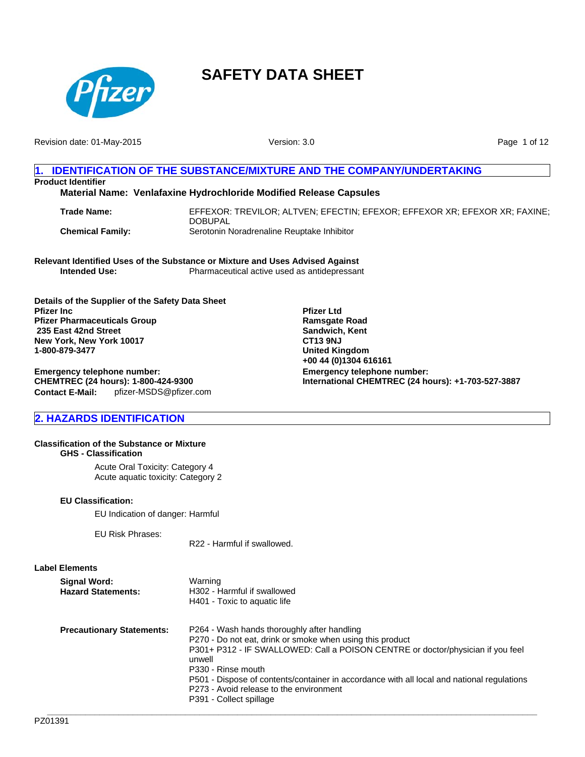# SAFETY DATA SHEET

Revision date: 01-May-2015 Version: 3.0

## 1. IDENTIFICATION OF THE SUBSTANCE/MIXTURE AND THE COMPANY/UNDERTAKING

**Product Identifier**

**Material Name: Venlafaxine Hydrochloride Modified Release Capsules**

**Trade Name:** EFFEXOR: TREVILOR; ALTVEN; EFECTIN; EFEXOR; EFFEXOR XR; EFEXOR XR; FAXINE; DOBUPAL

**Chemical Family:** Serotonin Noradrenaline Reuptake Inhibitor

**Relevant Identified Uses of the Substance or Mixture and Uses Advised Against**

**Intended Use:** Pharmaceutical active used as antidepressant

**Details of the Supplier of the Safety Data Sheet**

**Pfizer Inc**
**Pfizer Pharmaceuticals Group**
**235 East 42nd Street**
**New York, New York 10017**
**1-800-879-3477**

**Emergency telephone number:**
**CHEMTREC (24 hours): 1-800-424-9300**
**Contact E-Mail:** pfizer-MSDS@pfizer.com

**Pfizer Ltd**
**Ramsgate Road**
**Sandwich, Kent**
**CT13 9NJ**
**United Kingdom**
**+00 44 (0)1304 616161**

**Emergency telephone number:**
**International CHEMTREC (24 hours): +1-703-527-3887**

## 2. HAZARDS IDENTIFICATION

**Classification of the Substance or Mixture**

**GHS - Classification**

Acute Oral Toxicity: Category 4
Acute aquatic toxicity: Category 2

**EU Classification:**

EU Indication of danger: Harmful

EU Risk Phrases:

R22 - Harmful if swallowed.

**Label Elements**

**Signal Word:** Warning

**Hazard Statements:**
H302 - Harmful if swallowed
H401 - Toxic to aquatic life

**Precautionary Statements:**
P264 - Wash hands thoroughly after handling
P270 - Do not eat, drink or smoke when using this product
P301+ P312 - IF SWALLOWED: Call a POISON CENTRE or doctor/physician if you feel unwell
P330 - Rinse mouth
P501 - Dispose of contents/container in accordance with all local and national regulations
P273 - Avoid release to the environment
P391 - Collect spillage

PZ01391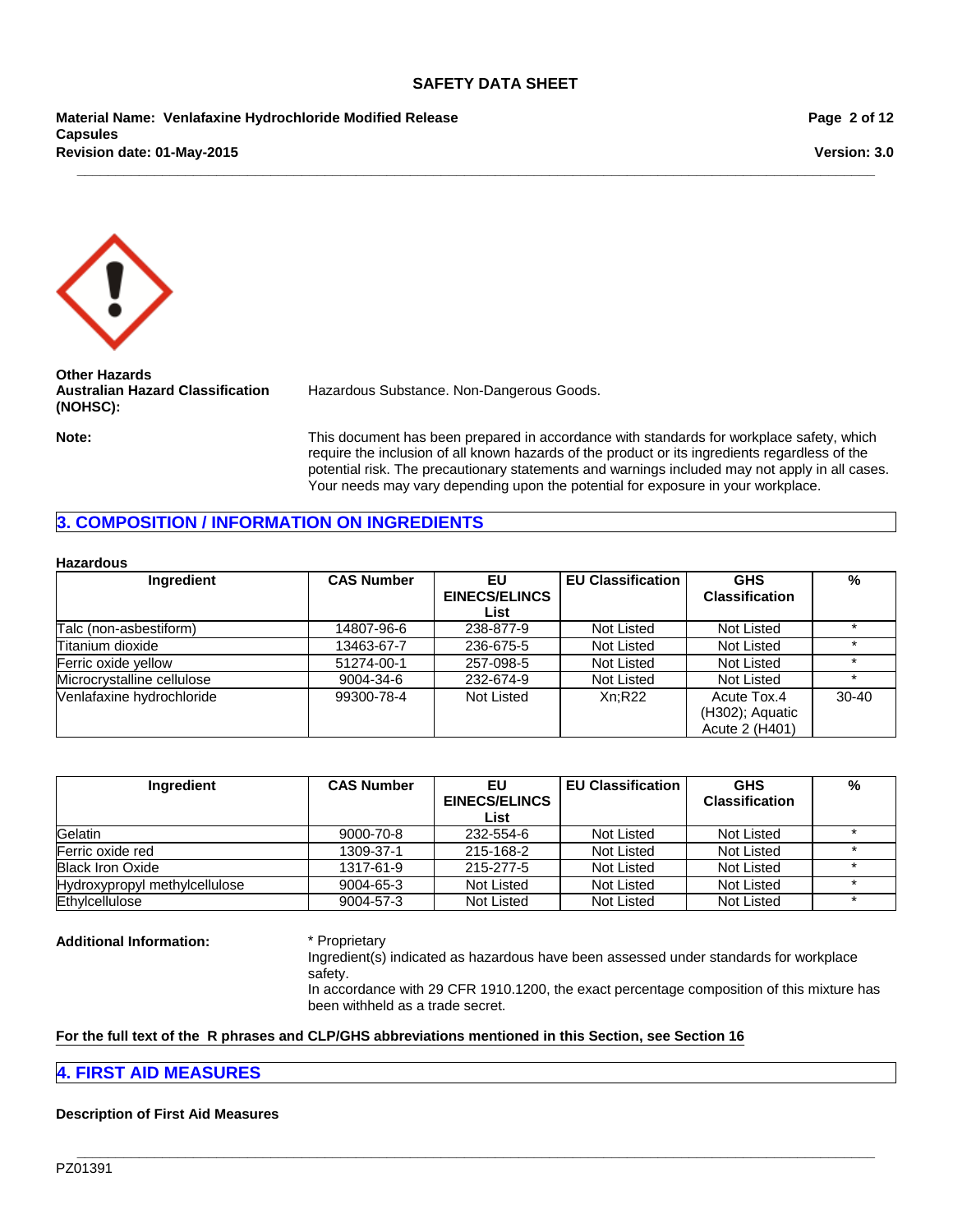**Other Hazards**

**Australian Hazard Classification (NOHSC):** Hazardous Substance. Non-Dangerous Goods.

**Note:** This document has been prepared in accordance with standards for workplace safety, which require the inclusion of all known hazards of the product or its ingredients regardless of the potential risk. The precautionary statements and warnings included may not apply in all cases. Your needs may vary depending upon the potential for exposure in your workplace.

## 3. COMPOSITION / INFORMATION ON INGREDIENTS

**Hazardous**

| Ingredient | CAS Number | EU EINECS/ELINCS List | EU Classification | GHS Classification | % |
|---|---|---|---|---|---|
| Talc (non-asbestiform) | 14807-96-6 | 238-877-9 | Not Listed | Not Listed | * |
| Titanium dioxide | 13463-67-7 | 236-675-5 | Not Listed | Not Listed | * |
| Ferric oxide yellow | 51274-00-1 | 257-098-5 | Not Listed | Not Listed | * |
| Microcrystalline cellulose | 9004-34-6 | 232-674-9 | Not Listed | Not Listed | * |
| Venlafaxine hydrochloride | 99300-78-4 | Not Listed | Xn;R22 | Acute Tox.4 (H302); Aquatic Acute 2 (H401) | 30-40 |

| Ingredient | CAS Number | EU EINECS/ELINCS List | EU Classification | GHS Classification | % |
|---|---|---|---|---|---|
| Gelatin | 9000-70-8 | 232-554-6 | Not Listed | Not Listed | * |
| Ferric oxide red | 1309-37-1 | 215-168-2 | Not Listed | Not Listed | * |
| Black Iron Oxide | 1317-61-9 | 215-277-5 | Not Listed | Not Listed | * |
| Hydroxypropyl methylcellulose | 9004-65-3 | Not Listed | Not Listed | Not Listed | * |
| Ethylcellulose | 9004-57-3 | Not Listed | Not Listed | Not Listed | * |

**Additional Information:** * Proprietary
Ingredient(s) indicated as hazardous have been assessed under standards for workplace safety.
In accordance with 29 CFR 1910.1200, the exact percentage composition of this mixture has been withheld as a trade secret.

**For the full text of the R phrases and CLP/GHS abbreviations mentioned in this Section, see Section 16**

## 4. FIRST AID MEASURES

**Description of First Aid Measures**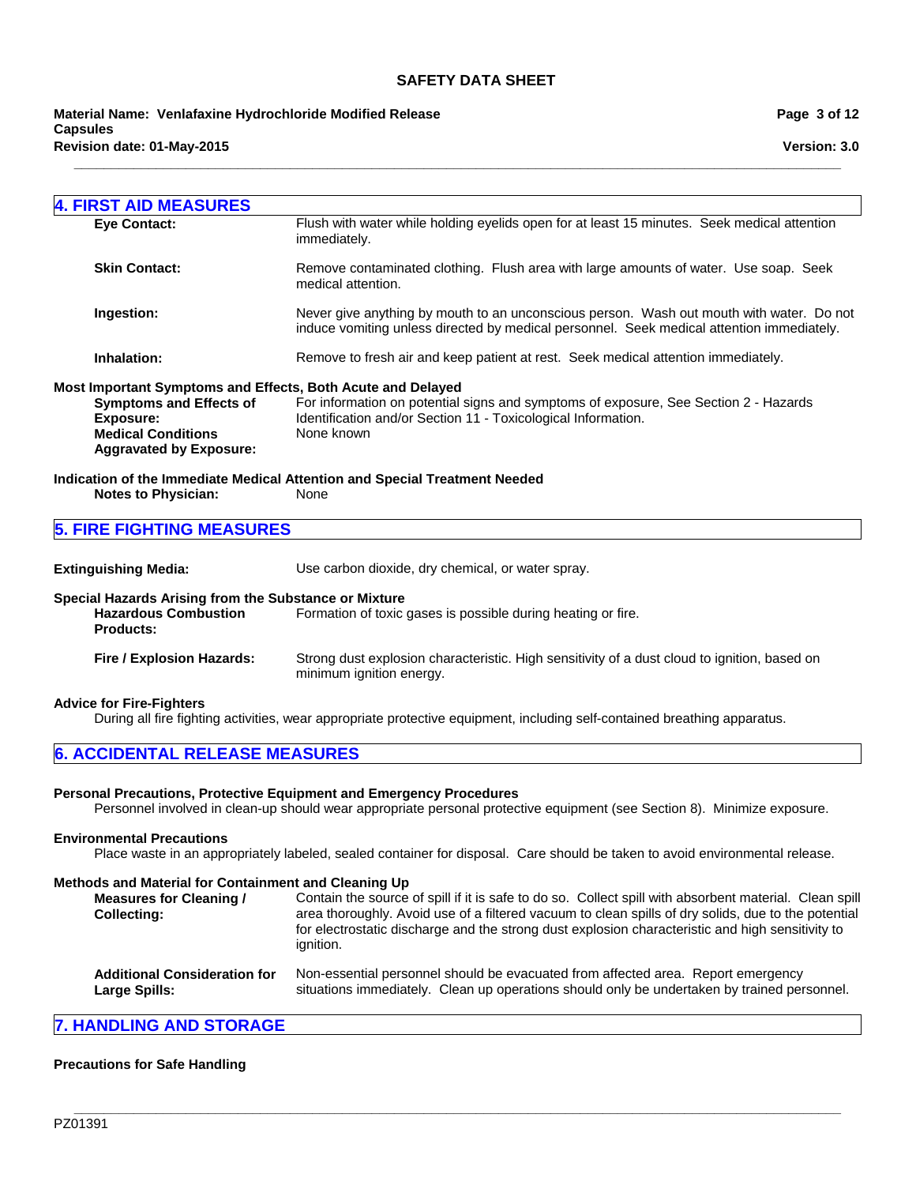## 4. FIRST AID MEASURES

**Eye Contact:** Flush with water while holding eyelids open for at least 15 minutes. Seek medical attention immediately.

**Skin Contact:** Remove contaminated clothing. Flush area with large amounts of water. Use soap. Seek medical attention.

**Ingestion:** Never give anything by mouth to an unconscious person. Wash out mouth with water. Do not induce vomiting unless directed by medical personnel. Seek medical attention immediately.

**Inhalation:** Remove to fresh air and keep patient at rest. Seek medical attention immediately.

**Most Important Symptoms and Effects, Both Acute and Delayed**

**Symptoms and Effects of Exposure:** For information on potential signs and symptoms of exposure, See Section 2 - Hazards Identification and/or Section 11 - Toxicological Information.

**Medical Conditions Aggravated by Exposure:** None known

**Indication of the Immediate Medical Attention and Special Treatment Needed**

**Notes to Physician:** None

## 5. FIRE FIGHTING MEASURES

**Extinguishing Media:** Use carbon dioxide, dry chemical, or water spray.

**Special Hazards Arising from the Substance or Mixture**

**Hazardous Combustion Products:** Formation of toxic gases is possible during heating or fire.

**Fire / Explosion Hazards:** Strong dust explosion characteristic. High sensitivity of a dust cloud to ignition, based on minimum ignition energy.

**Advice for Fire-Fighters**

During all fire fighting activities, wear appropriate protective equipment, including self-contained breathing apparatus.

## 6. ACCIDENTAL RELEASE MEASURES

**Personal Precautions, Protective Equipment and Emergency Procedures**

Personnel involved in clean-up should wear appropriate personal protective equipment (see Section 8). Minimize exposure.

**Environmental Precautions**

Place waste in an appropriately labeled, sealed container for disposal. Care should be taken to avoid environmental release.

**Methods and Material for Containment and Cleaning Up**

**Measures for Cleaning / Collecting:** Contain the source of spill if it is safe to do so. Collect spill with absorbent material. Clean spill area thoroughly. Avoid use of a filtered vacuum to clean spills of dry solids, due to the potential for electrostatic discharge and the strong dust explosion characteristic and high sensitivity to ignition.

**Additional Consideration for Large Spills:** Non-essential personnel should be evacuated from affected area. Report emergency situations immediately. Clean up operations should only be undertaken by trained personnel.

## 7. HANDLING AND STORAGE

**Precautions for Safe Handling**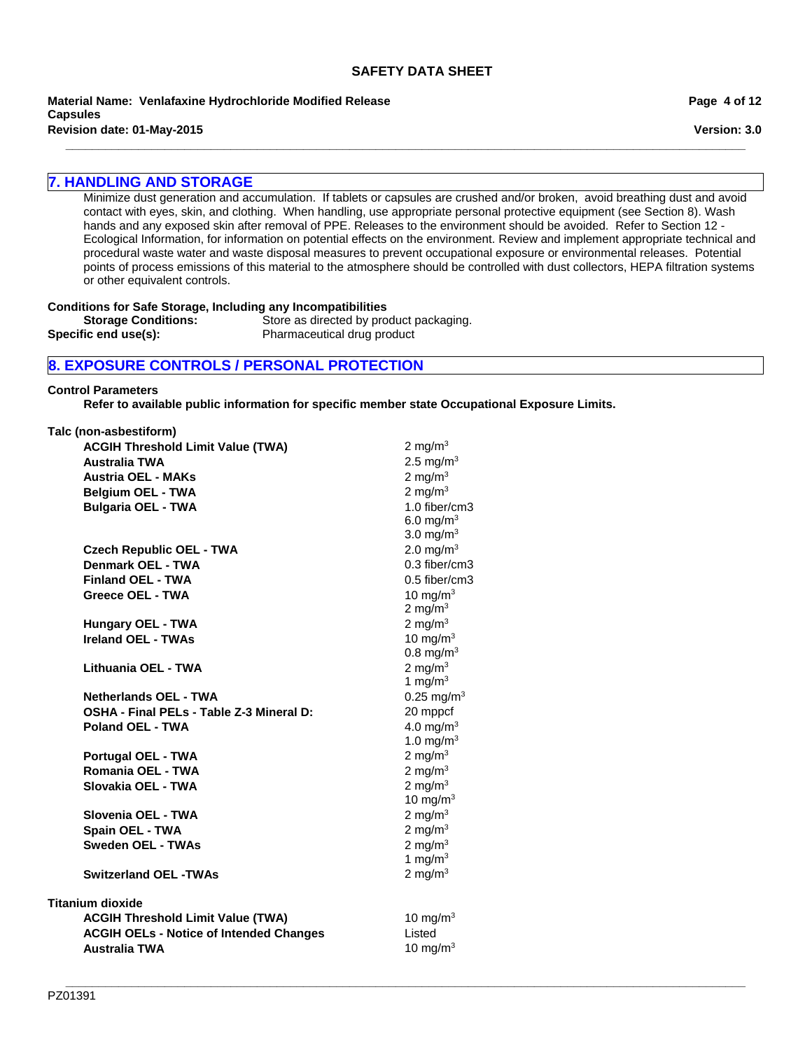## 7. HANDLING AND STORAGE

Minimize dust generation and accumulation. If tablets or capsules are crushed and/or broken, avoid breathing dust and avoid contact with eyes, skin, and clothing. When handling, use appropriate personal protective equipment (see Section 8). Wash hands and any exposed skin after removal of PPE. Releases to the environment should be avoided. Refer to Section 12 - Ecological Information, for information on potential effects on the environment. Review and implement appropriate technical and procedural waste water and waste disposal measures to prevent occupational exposure or environmental releases. Potential points of process emissions of this material to the atmosphere should be controlled with dust collectors, HEPA filtration systems or other equivalent controls.

**Conditions for Safe Storage, Including any Incompatibilities**

**Storage Conditions:** Store as directed by product packaging.

**Specific end use(s):** Pharmaceutical drug product

## 8. EXPOSURE CONTROLS / PERSONAL PROTECTION

**Control Parameters**

**Refer to available public information for specific member state Occupational Exposure Limits.**

**Talc (non-asbestiform)**

| | |
|---|---|
| **ACGIH Threshold Limit Value (TWA)** | 2 mg/m$^3$ |
| **Australia TWA** | 2.5 mg/m$^3$ |
| **Austria OEL - MAKs** | 2 mg/m$^3$ |
| **Belgium OEL - TWA** | 2 mg/m$^3$ |
| **Bulgaria OEL - TWA** | 1.0 fiber/cm3<br>6.0 mg/m$^3$<br>3.0 mg/m$^3$ |
| **Czech Republic OEL - TWA** | 2.0 mg/m$^3$ |
| **Denmark OEL - TWA** | 0.3 fiber/cm3 |
| **Finland OEL - TWA** | 0.5 fiber/cm3 |
| **Greece OEL - TWA** | 10 mg/m$^3$<br>2 mg/m$^3$ |
| **Hungary OEL - TWA** | 2 mg/m$^3$ |
| **Ireland OEL - TWAs** | 10 mg/m$^3$<br>0.8 mg/m$^3$ |
| **Lithuania OEL - TWA** | 2 mg/m$^3$<br>1 mg/m$^3$ |
| **Netherlands OEL - TWA** | 0.25 mg/m$^3$ |
| **OSHA - Final PELs - Table Z-3 Mineral D:** | 20 mppcf |
| **Poland OEL - TWA** | 4.0 mg/m$^3$<br>1.0 mg/m$^3$ |
| **Portugal OEL - TWA** | 2 mg/m$^3$ |
| **Romania OEL - TWA** | 2 mg/m$^3$ |
| **Slovakia OEL - TWA** | 2 mg/m$^3$<br>10 mg/m$^3$ |
| **Slovenia OEL - TWA** | 2 mg/m$^3$ |
| **Spain OEL - TWA** | 2 mg/m$^3$ |
| **Sweden OEL - TWAs** | 2 mg/m$^3$<br>1 mg/m$^3$ |
| **Switzerland OEL -TWAs** | 2 mg/m$^3$ |

**Titanium dioxide**

| | |
|---|---|
| **ACGIH Threshold Limit Value (TWA)** | 10 mg/m$^3$ |
| **ACGIH OELs - Notice of Intended Changes** | Listed |
| **Australia TWA** | 10 mg/m$^3$ |

PZ01391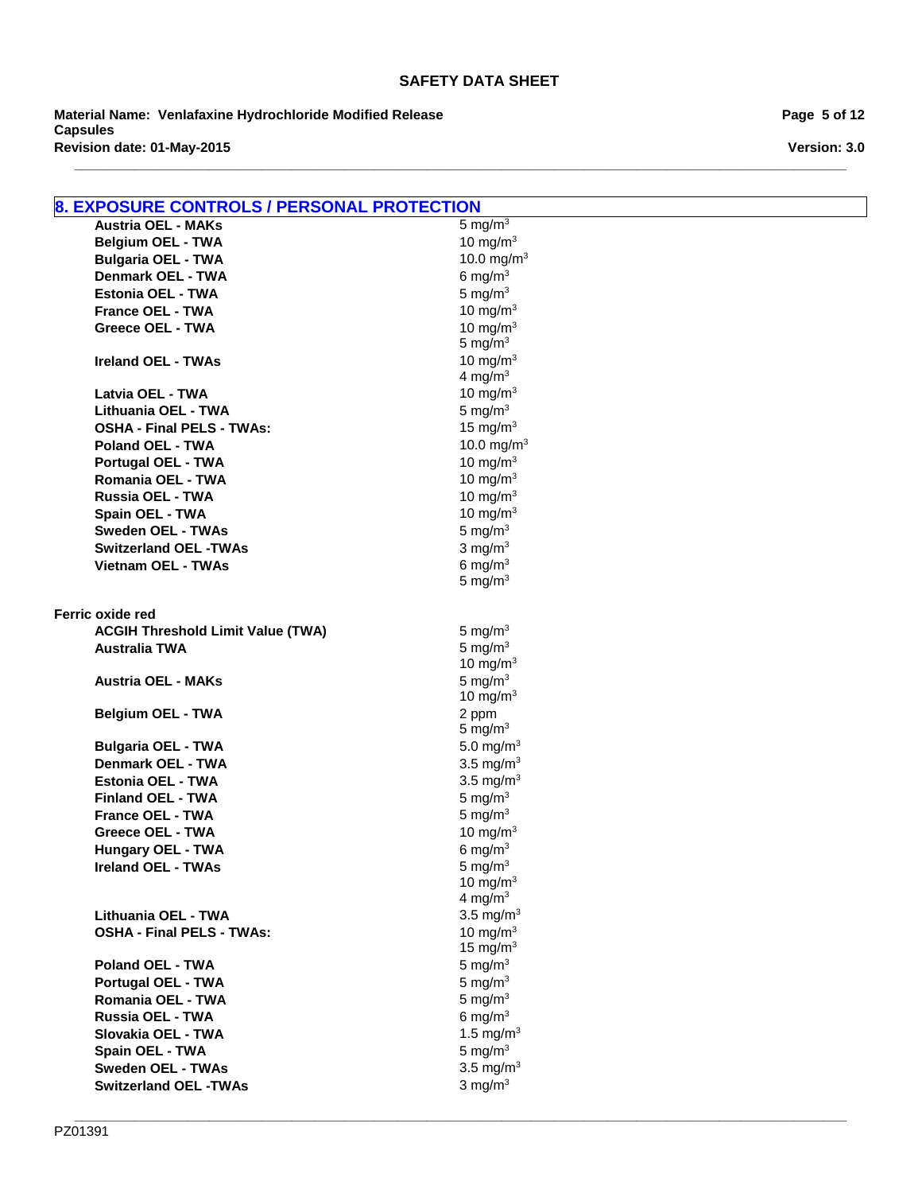## 8. EXPOSURE CONTROLS / PERSONAL PROTECTION

| | |
|---|---|
| **Austria OEL - MAKs** | 5 mg/m$^3$ |
| **Belgium OEL - TWA** | 10 mg/m$^3$ |
| **Bulgaria OEL - TWA** | 10.0 mg/m$^3$ |
| **Denmark OEL - TWA** | 6 mg/m$^3$ |
| **Estonia OEL - TWA** | 5 mg/m$^3$ |
| **France OEL - TWA** | 10 mg/m$^3$ |
| **Greece OEL - TWA** | 10 mg/m$^3$<br>5 mg/m$^3$ |
| **Ireland OEL - TWAs** | 10 mg/m$^3$<br>4 mg/m$^3$ |
| **Latvia OEL - TWA** | 10 mg/m$^3$ |
| **Lithuania OEL - TWA** | 5 mg/m$^3$ |
| **OSHA - Final PELS - TWAs:** | 15 mg/m$^3$ |
| **Poland OEL - TWA** | 10.0 mg/m$^3$ |
| **Portugal OEL - TWA** | 10 mg/m$^3$ |
| **Romania OEL - TWA** | 10 mg/m$^3$ |
| **Russia OEL - TWA** | 10 mg/m$^3$ |
| **Spain OEL - TWA** | 10 mg/m$^3$ |
| **Sweden OEL - TWAs** | 5 mg/m$^3$ |
| **Switzerland OEL -TWAs** | 3 mg/m$^3$ |
| **Vietnam OEL - TWAs** | 6 mg/m$^3$<br>5 mg/m$^3$ |

**Ferric oxide red**

| | |
|---|---|
| **ACGIH Threshold Limit Value (TWA)** | 5 mg/m$^3$ |
| **Australia TWA** | 5 mg/m$^3$<br>10 mg/m$^3$ |
| **Austria OEL - MAKs** | 5 mg/m$^3$<br>10 mg/m$^3$ |
| **Belgium OEL - TWA** | 2 ppm<br>5 mg/m$^3$ |
| **Bulgaria OEL - TWA** | 5.0 mg/m$^3$ |
| **Denmark OEL - TWA** | 3.5 mg/m$^3$ |
| **Estonia OEL - TWA** | 3.5 mg/m$^3$ |
| **Finland OEL - TWA** | 5 mg/m$^3$ |
| **France OEL - TWA** | 5 mg/m$^3$ |
| **Greece OEL - TWA** | 10 mg/m$^3$ |
| **Hungary OEL - TWA** | 6 mg/m$^3$ |
| **Ireland OEL - TWAs** | 5 mg/m$^3$<br>10 mg/m$^3$<br>4 mg/m$^3$ |
| **Lithuania OEL - TWA** | 3.5 mg/m$^3$ |
| **OSHA - Final PELS - TWAs:** | 10 mg/m$^3$<br>15 mg/m$^3$ |
| **Poland OEL - TWA** | 5 mg/m$^3$ |
| **Portugal OEL - TWA** | 5 mg/m$^3$ |
| **Romania OEL - TWA** | 5 mg/m$^3$ |
| **Russia OEL - TWA** | 6 mg/m$^3$ |
| **Slovakia OEL - TWA** | 1.5 mg/m$^3$ |
| **Spain OEL - TWA** | 5 mg/m$^3$ |
| **Sweden OEL - TWAs** | 3.5 mg/m$^3$ |
| **Switzerland OEL -TWAs** | 3 mg/m$^3$ |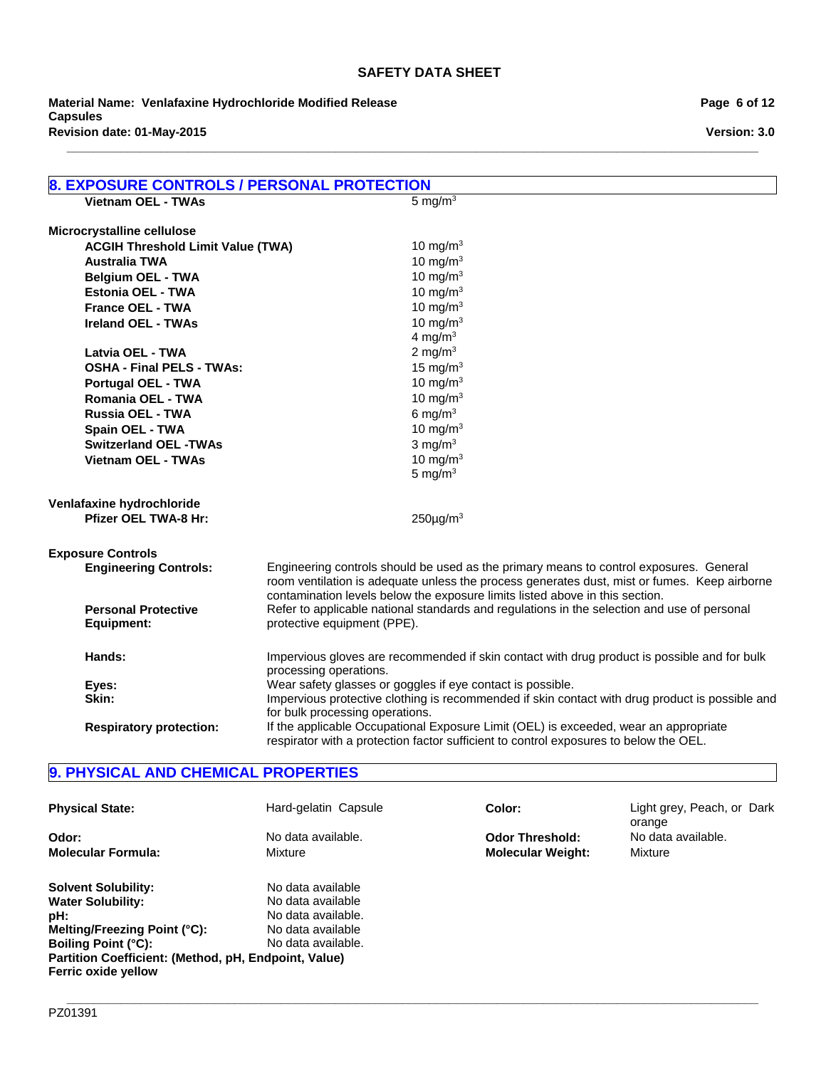## 8. EXPOSURE CONTROLS / PERSONAL PROTECTION

| | |
|---|---|
| **Vietnam OEL - TWAs** | 5 mg/m$^3$ |

**Microcrystalline cellulose**

| | |
|---|---|
| **ACGIH Threshold Limit Value (TWA)** | 10 mg/m$^3$ |
| **Australia TWA** | 10 mg/m$^3$ |
| **Belgium OEL - TWA** | 10 mg/m$^3$ |
| **Estonia OEL - TWA** | 10 mg/m$^3$ |
| **France OEL - TWA** | 10 mg/m$^3$ |
| **Ireland OEL - TWAs** | 10 mg/m$^3$<br>4 mg/m$^3$ |
| **Latvia OEL - TWA** | 2 mg/m$^3$ |
| **OSHA - Final PELS - TWAs:** | 15 mg/m$^3$ |
| **Portugal OEL - TWA** | 10 mg/m$^3$ |
| **Romania OEL - TWA** | 10 mg/m$^3$ |
| **Russia OEL - TWA** | 6 mg/m$^3$ |
| **Spain OEL - TWA** | 10 mg/m$^3$ |
| **Switzerland OEL -TWAs** | 3 mg/m$^3$ |
| **Vietnam OEL - TWAs** | 10 mg/m$^3$<br>5 mg/m$^3$ |

**Venlafaxine hydrochloride**

| | |
|---|---|
| **Pfizer OEL TWA-8 Hr:** | 250µg/m$^3$ |

**Exposure Controls**

**Engineering Controls:** Engineering controls should be used as the primary means to control exposures. General room ventilation is adequate unless the process generates dust, mist or fumes. Keep airborne contamination levels below the exposure limits listed above in this section.

**Personal Protective Equipment:** Refer to applicable national standards and regulations in the selection and use of personal protective equipment (PPE).

**Hands:** Impervious gloves are recommended if skin contact with drug product is possible and for bulk processing operations.

**Eyes:** Wear safety glasses or goggles if eye contact is possible.

**Skin:** Impervious protective clothing is recommended if skin contact with drug product is possible and for bulk processing operations.

**Respiratory protection:** If the applicable Occupational Exposure Limit (OEL) is exceeded, wear an appropriate respirator with a protection factor sufficient to control exposures to below the OEL.

## 9. PHYSICAL AND CHEMICAL PROPERTIES

| | | | |
|---|---|---|---|
| **Physical State:** | Hard-gelatin Capsule | **Color:** | Light grey, Peach, or Dark orange |
| **Odor:** | No data available. | **Odor Threshold:** | No data available. |
| **Molecular Formula:** | Mixture | **Molecular Weight:** | Mixture |

| | |
|---|---|
| **Solvent Solubility:** | No data available |
| **Water Solubility:** | No data available |
| **pH:** | No data available. |
| **Melting/Freezing Point (°C):** | No data available |
| **Boiling Point (°C):** | No data available. |

**Partition Coefficient: (Method, pH, Endpoint, Value)**

**Ferric oxide yellow**

PZ01391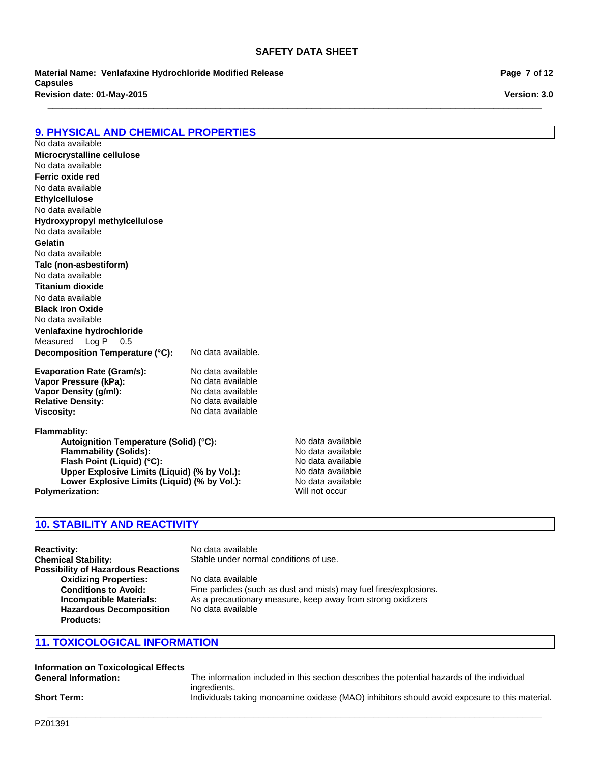## 9. PHYSICAL AND CHEMICAL PROPERTIES

No data available

**Microcrystalline cellulose**

No data available

**Ferric oxide red**

No data available

**Ethylcellulose**

No data available

**Hydroxypropyl methylcellulose**

No data available

**Gelatin**

No data available

**Talc (non-asbestiform)**

No data available

**Titanium dioxide**

No data available

**Black Iron Oxide**

No data available

**Venlafaxine hydrochloride**

Measured Log P 0.5

**Decomposition Temperature (°C):** No data available.

**Evaporation Rate (Gram/s):** No data available
**Vapor Pressure (kPa):** No data available
**Vapor Density (g/ml):** No data available
**Relative Density:** No data available
**Viscosity:** No data available

**Flammablity:**

- **Autoignition Temperature (Solid) (°C):** No data available
- **Flammability (Solids):** No data available
- **Flash Point (Liquid) (°C):** No data available
- **Upper Explosive Limits (Liquid) (% by Vol.):** No data available
- **Lower Explosive Limits (Liquid) (% by Vol.):** No data available

**Polymerization:** Will not occur

## 10. STABILITY AND REACTIVITY

**Reactivity:** No data available
**Chemical Stability:** Stable under normal conditions of use.
**Possibility of Hazardous Reactions**

- **Oxidizing Properties:** No data available
- **Conditions to Avoid:** Fine particles (such as dust and mists) may fuel fires/explosions.
- **Incompatible Materials:** As a precautionary measure, keep away from strong oxidizers
- **Hazardous Decomposition Products:** No data available

## 11. TOXICOLOGICAL INFORMATION

**Information on Toxicological Effects**

**General Information:** The information included in this section describes the potential hazards of the individual ingredients.

**Short Term:** Individuals taking monoamine oxidase (MAO) inhibitors should avoid exposure to this material.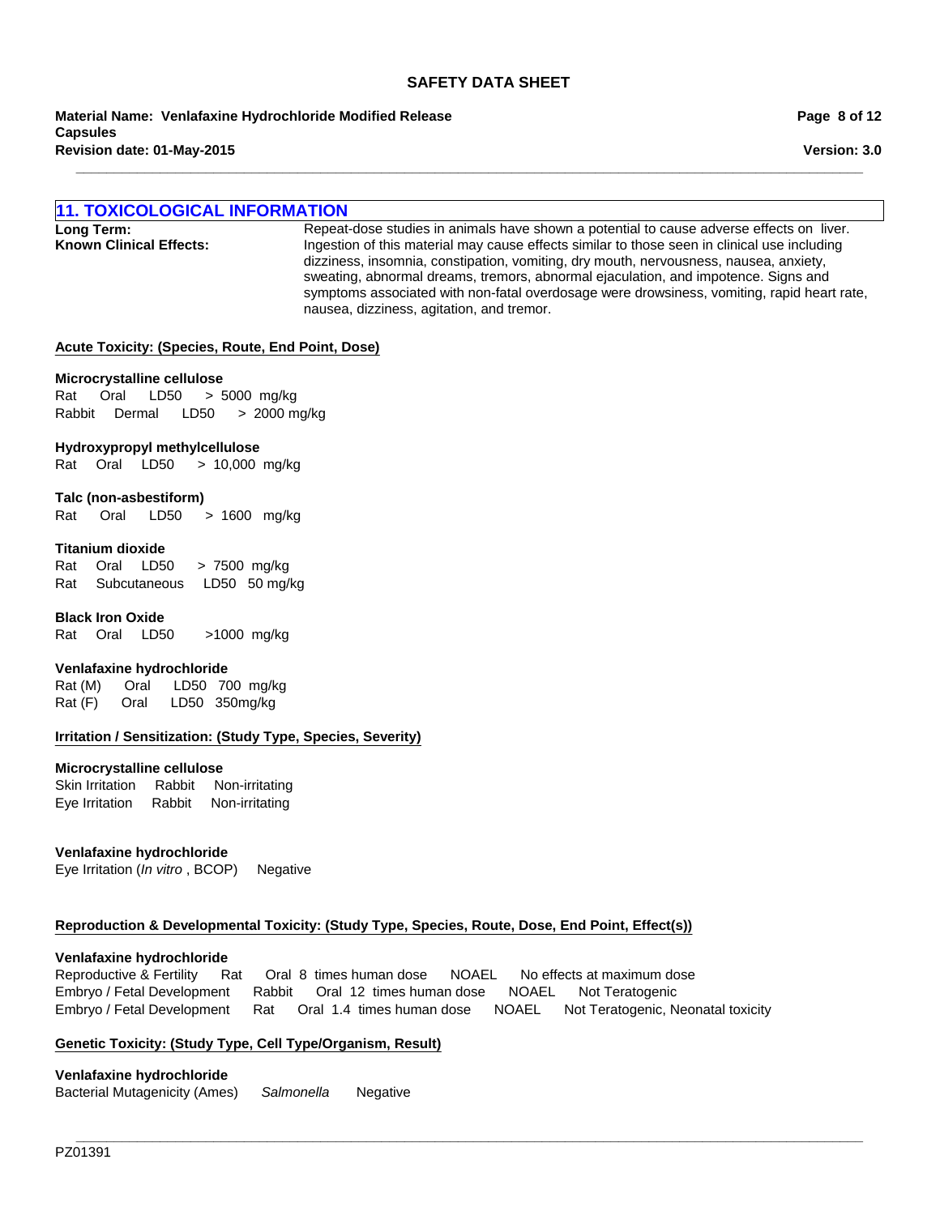## 11. TOXICOLOGICAL INFORMATION

**Long Term:** Repeat-dose studies in animals have shown a potential to cause adverse effects on liver.

**Known Clinical Effects:** Ingestion of this material may cause effects similar to those seen in clinical use including dizziness, insomnia, constipation, vomiting, dry mouth, nervousness, nausea, anxiety, sweating, abnormal dreams, tremors, abnormal ejaculation, and impotence. Signs and symptoms associated with non-fatal overdosage were drowsiness, vomiting, rapid heart rate, nausea, dizziness, agitation, and tremor.

**Acute Toxicity: (Species, Route, End Point, Dose)**

**Microcrystalline cellulose**
Rat Oral LD50 > 5000 mg/kg
Rabbit Dermal LD50 > 2000 mg/kg

**Hydroxypropyl methylcellulose**
Rat Oral LD50 > 10,000 mg/kg

**Talc (non-asbestiform)**
Rat Oral LD50 > 1600 mg/kg

**Titanium dioxide**
Rat Oral LD50 > 7500 mg/kg
Rat Subcutaneous LD50 50 mg/kg

**Black Iron Oxide**
Rat Oral LD50 >1000 mg/kg

**Venlafaxine hydrochloride**
Rat (M) Oral LD50 700 mg/kg
Rat (F) Oral LD50 350mg/kg

**Irritation / Sensitization: (Study Type, Species, Severity)**

**Microcrystalline cellulose**
Skin Irritation Rabbit Non-irritating
Eye Irritation Rabbit Non-irritating

**Venlafaxine hydrochloride**
Eye Irritation (*In vitro* , BCOP) Negative

**Reproduction & Developmental Toxicity: (Study Type, Species, Route, Dose, End Point, Effect(s))**

**Venlafaxine hydrochloride**
Reproductive & Fertility Rat Oral 8 times human dose NOAEL No effects at maximum dose
Embryo / Fetal Development Rabbit Oral 12 times human dose NOAEL Not Teratogenic
Embryo / Fetal Development Rat Oral 1.4 times human dose NOAEL Not Teratogenic, Neonatal toxicity

**Genetic Toxicity: (Study Type, Cell Type/Organism, Result)**

**Venlafaxine hydrochloride**
Bacterial Mutagenicity (Ames) *Salmonella* Negative

PZ01391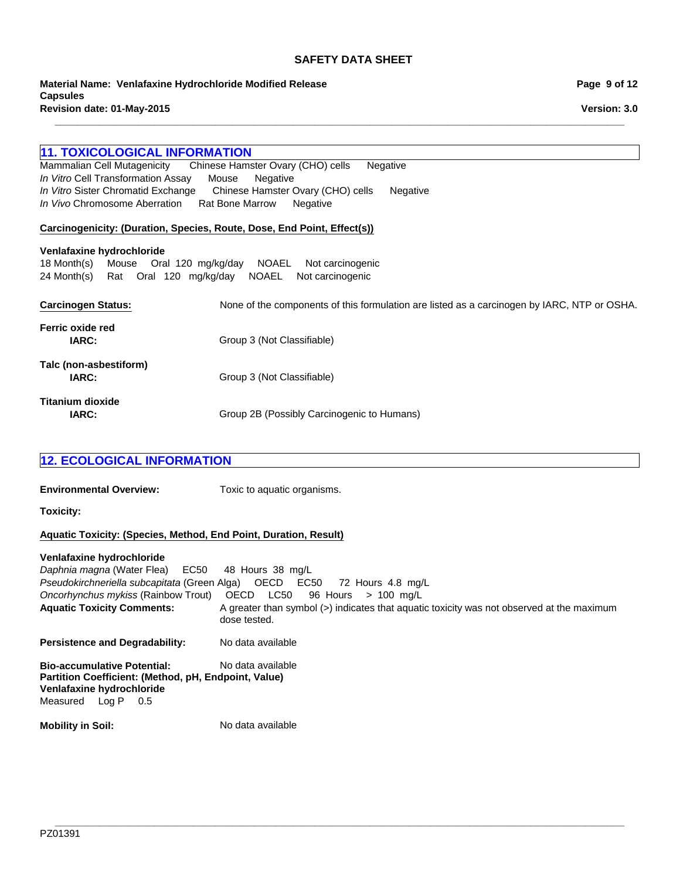## 11. TOXICOLOGICAL INFORMATION

Mammalian Cell Mutagenicity Chinese Hamster Ovary (CHO) cells Negative
*In Vitro* Cell Transformation Assay Mouse Negative
*In Vitro* Sister Chromatid Exchange Chinese Hamster Ovary (CHO) cells Negative
*In Vivo* Chromosome Aberration Rat Bone Marrow Negative

**Carcinogenicity: (Duration, Species, Route, Dose, End Point, Effect(s))**

**Venlafaxine hydrochloride**
18 Month(s) Mouse Oral 120 mg/kg/day NOAEL Not carcinogenic
24 Month(s) Rat Oral 120 mg/kg/day NOAEL Not carcinogenic

**Carcinogen Status:** None of the components of this formulation are listed as a carcinogen by IARC, NTP or OSHA.

**Ferric oxide red**
**IARC:** Group 3 (Not Classifiable)

**Talc (non-asbestiform)**
**IARC:** Group 3 (Not Classifiable)

**Titanium dioxide**
**IARC:** Group 2B (Possibly Carcinogenic to Humans)

## 12. ECOLOGICAL INFORMATION

**Environmental Overview:** Toxic to aquatic organisms.

**Toxicity:**

**Aquatic Toxicity: (Species, Method, End Point, Duration, Result)**

**Venlafaxine hydrochloride**
*Daphnia magna* (Water Flea) EC50 48 Hours 38 mg/L
*Pseudokirchneriella subcapitata* (Green Alga) OECD EC50 72 Hours 4.8 mg/L
*Oncorhynchus mykiss* (Rainbow Trout) OECD LC50 96 Hours > 100 mg/L

**Aquatic Toxicity Comments:** A greater than symbol (>) indicates that aquatic toxicity was not observed at the maximum dose tested.

**Persistence and Degradability:** No data available

**Bio-accumulative Potential:** No data available
**Partition Coefficient: (Method, pH, Endpoint, Value)**
**Venlafaxine hydrochloride**
Measured Log P 0.5

**Mobility in Soil:** No data available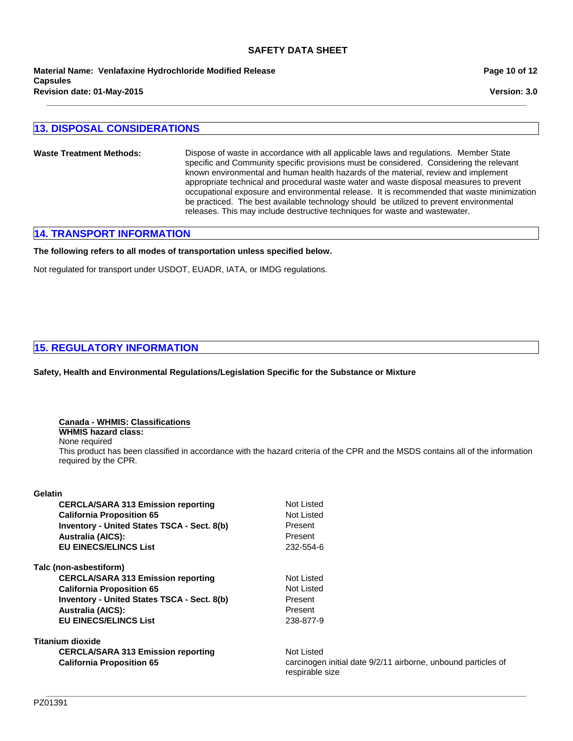## 13. DISPOSAL CONSIDERATIONS

**Waste Treatment Methods:** Dispose of waste in accordance with all applicable laws and regulations. Member State specific and Community specific provisions must be considered. Considering the relevant known environmental and human health hazards of the material, review and implement appropriate technical and procedural waste water and waste disposal measures to prevent occupational exposure and environmental release. It is recommended that waste minimization be practiced. The best available technology should be utilized to prevent environmental releases. This may include destructive techniques for waste and wastewater.

## 14. TRANSPORT INFORMATION

**The following refers to all modes of transportation unless specified below.**

Not regulated for transport under USDOT, EUADR, IATA, or IMDG regulations.

## 15. REGULATORY INFORMATION

**Safety, Health and Environmental Regulations/Legislation Specific for the Substance or Mixture**

**Canada - WHMIS: Classifications**
**WHMIS hazard class:**
None required
This product has been classified in accordance with the hazard criteria of the CPR and the MSDS contains all of the information required by the CPR.

**Gelatin**

| | |
|---|---|
| **CERCLA/SARA 313 Emission reporting** | Not Listed |
| **California Proposition 65** | Not Listed |
| **Inventory - United States TSCA - Sect. 8(b)** | Present |
| **Australia (AICS):** | Present |
| **EU EINECS/ELINCS List** | 232-554-6 |

**Talc (non-asbestiform)**

| | |
|---|---|
| **CERCLA/SARA 313 Emission reporting** | Not Listed |
| **California Proposition 65** | Not Listed |
| **Inventory - United States TSCA - Sect. 8(b)** | Present |
| **Australia (AICS):** | Present |
| **EU EINECS/ELINCS List** | 238-877-9 |

**Titanium dioxide**

| | |
|---|---|
| **CERCLA/SARA 313 Emission reporting** | Not Listed |
| **California Proposition 65** | carcinogen initial date 9/2/11 airborne, unbound particles of respirable size |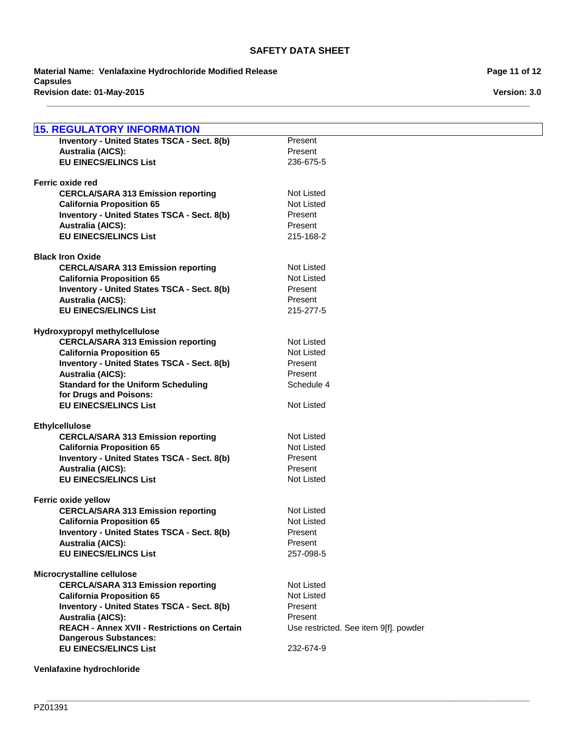## 15. REGULATORY INFORMATION

| | |
|---|---|
| **Inventory - United States TSCA - Sect. 8(b)** | Present |
| **Australia (AICS):** | Present |
| **EU EINECS/ELINCS List** | 236-675-5 |

**Ferric oxide red**

| | |
|---|---|
| **CERCLA/SARA 313 Emission reporting** | Not Listed |
| **California Proposition 65** | Not Listed |
| **Inventory - United States TSCA - Sect. 8(b)** | Present |
| **Australia (AICS):** | Present |
| **EU EINECS/ELINCS List** | 215-168-2 |

**Black Iron Oxide**

| | |
|---|---|
| **CERCLA/SARA 313 Emission reporting** | Not Listed |
| **California Proposition 65** | Not Listed |
| **Inventory - United States TSCA - Sect. 8(b)** | Present |
| **Australia (AICS):** | Present |
| **EU EINECS/ELINCS List** | 215-277-5 |

**Hydroxypropyl methylcellulose**

| | |
|---|---|
| **CERCLA/SARA 313 Emission reporting** | Not Listed |
| **California Proposition 65** | Not Listed |
| **Inventory - United States TSCA - Sect. 8(b)** | Present |
| **Australia (AICS):** | Present |
| **Standard for the Uniform Scheduling for Drugs and Poisons:** | Schedule 4 |
| **EU EINECS/ELINCS List** | Not Listed |

**Ethylcellulose**

| | |
|---|---|
| **CERCLA/SARA 313 Emission reporting** | Not Listed |
| **California Proposition 65** | Not Listed |
| **Inventory - United States TSCA - Sect. 8(b)** | Present |
| **Australia (AICS):** | Present |
| **EU EINECS/ELINCS List** | Not Listed |

**Ferric oxide yellow**

| | |
|---|---|
| **CERCLA/SARA 313 Emission reporting** | Not Listed |
| **California Proposition 65** | Not Listed |
| **Inventory - United States TSCA - Sect. 8(b)** | Present |
| **Australia (AICS):** | Present |
| **EU EINECS/ELINCS List** | 257-098-5 |

**Microcrystalline cellulose**

| | |
|---|---|
| **CERCLA/SARA 313 Emission reporting** | Not Listed |
| **California Proposition 65** | Not Listed |
| **Inventory - United States TSCA - Sect. 8(b)** | Present |
| **Australia (AICS):** | Present |
| **REACH - Annex XVII - Restrictions on Certain Dangerous Substances:** | Use restricted. See item 9[f]. powder |
| **EU EINECS/ELINCS List** | 232-674-9 |

**Venlafaxine hydrochloride**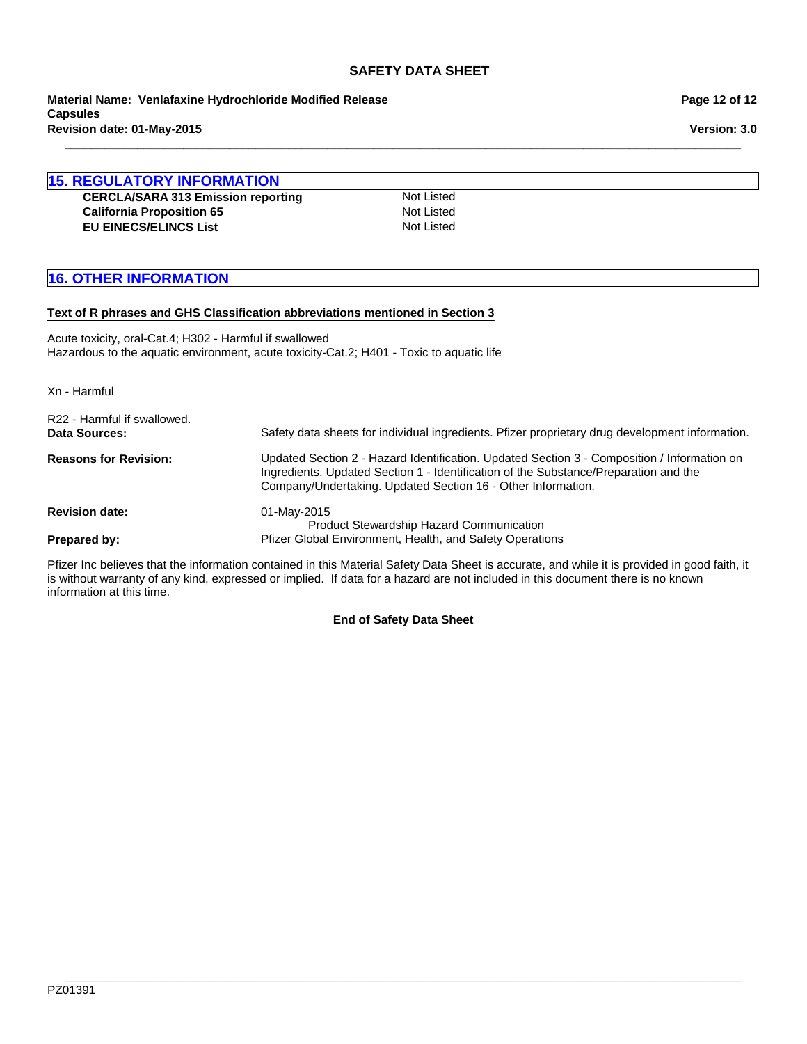## 15. REGULATORY INFORMATION

| | |
|---|---|
| **CERCLA/SARA 313 Emission reporting** | Not Listed |
| **California Proposition 65** | Not Listed |
| **EU EINECS/ELINCS List** | Not Listed |

## 16. OTHER INFORMATION

**Text of R phrases and GHS Classification abbreviations mentioned in Section 3**

Acute toxicity, oral-Cat.4; H302 - Harmful if swallowed
Hazardous to the aquatic environment, acute toxicity-Cat.2; H401 - Toxic to aquatic life

Xn - Harmful

R22 - Harmful if swallowed.

**Data Sources:** Safety data sheets for individual ingredients. Pfizer proprietary drug development information.

**Reasons for Revision:** Updated Section 2 - Hazard Identification. Updated Section 3 - Composition / Information on Ingredients. Updated Section 1 - Identification of the Substance/Preparation and the Company/Undertaking. Updated Section 16 - Other Information.

**Revision date:** 01-May-2015

**Prepared by:** Product Stewardship Hazard Communication
Pfizer Global Environment, Health, and Safety Operations

Pfizer Inc believes that the information contained in this Material Safety Data Sheet is accurate, and while it is provided in good faith, it is without warranty of any kind, expressed or implied. If data for a hazard are not included in this document there is no known information at this time.

**End of Safety Data Sheet**